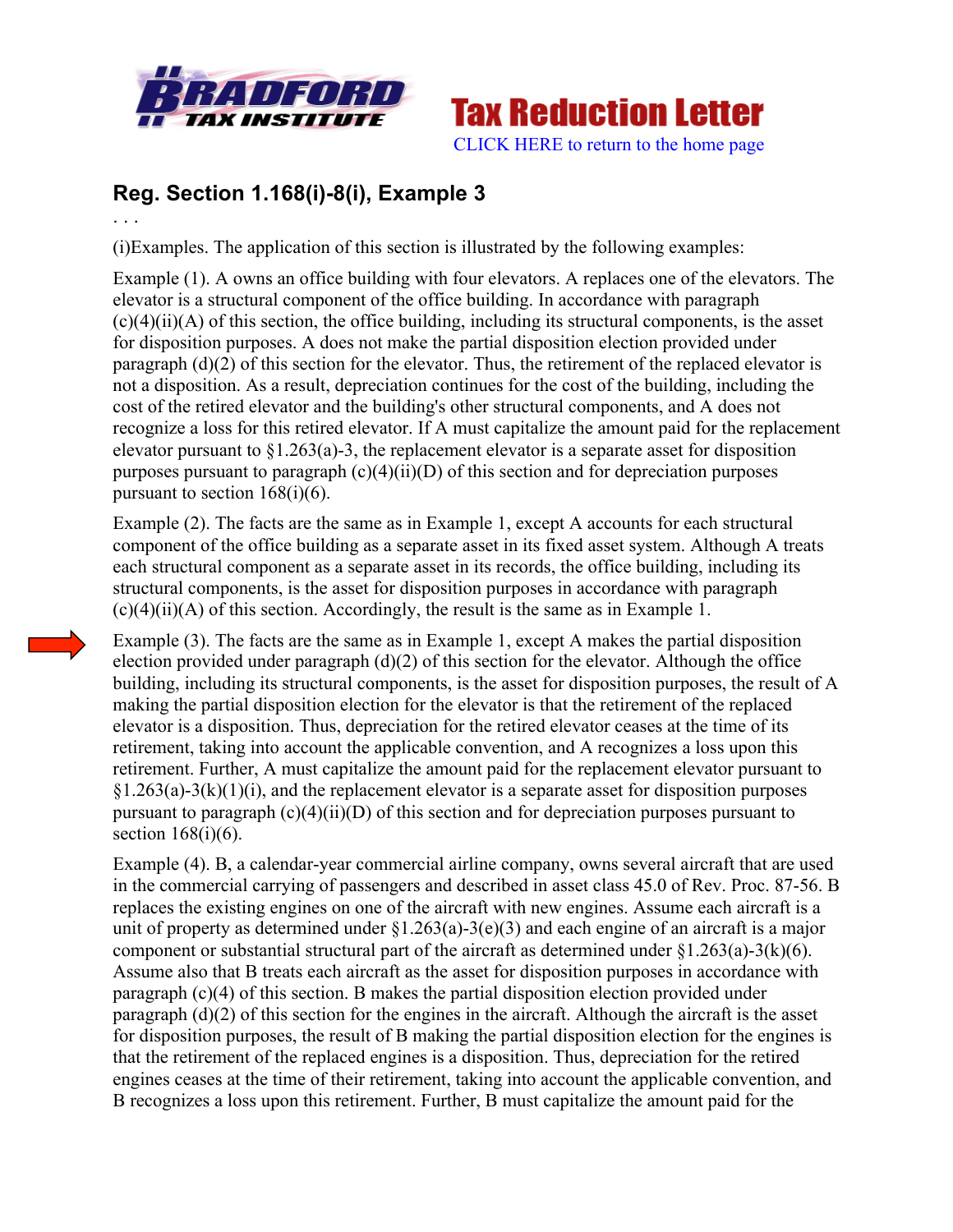Bradford Tax Institute

Tax Reduction Letter

CLICK HERE to return to the home page

## Reg. Section 1.168(i)-8(i), Example 3

. . .

(i)Examples. The application of this section is illustrated by the following examples:

Example (1). A owns an office building with four elevators. A replaces one of the elevators. The elevator is a structural component of the office building. In accordance with paragraph (c)(4)(ii)(A) of this section, the office building, including its structural components, is the asset for disposition purposes. A does not make the partial disposition election provided under paragraph (d)(2) of this section for the elevator. Thus, the retirement of the replaced elevator is not a disposition. As a result, depreciation continues for the cost of the building, including the cost of the retired elevator and the building's other structural components, and A does not recognize a loss for this retired elevator. If A must capitalize the amount paid for the replacement elevator pursuant to §1.263(a)-3, the replacement elevator is a separate asset for disposition purposes pursuant to paragraph (c)(4)(ii)(D) of this section and for depreciation purposes pursuant to section 168(i)(6).

Example (2). The facts are the same as in Example 1, except A accounts for each structural component of the office building as a separate asset in its fixed asset system. Although A treats each structural component as a separate asset in its records, the office building, including its structural components, is the asset for disposition purposes in accordance with paragraph (c)(4)(ii)(A) of this section. Accordingly, the result is the same as in Example 1.

Example (3). The facts are the same as in Example 1, except A makes the partial disposition election provided under paragraph (d)(2) of this section for the elevator. Although the office building, including its structural components, is the asset for disposition purposes, the result of A making the partial disposition election for the elevator is that the retirement of the replaced elevator is a disposition. Thus, depreciation for the retired elevator ceases at the time of its retirement, taking into account the applicable convention, and A recognizes a loss upon this retirement. Further, A must capitalize the amount paid for the replacement elevator pursuant to §1.263(a)-3(k)(1)(i), and the replacement elevator is a separate asset for disposition purposes pursuant to paragraph (c)(4)(ii)(D) of this section and for depreciation purposes pursuant to section 168(i)(6).

Example (4). B, a calendar-year commercial airline company, owns several aircraft that are used in the commercial carrying of passengers and described in asset class 45.0 of Rev. Proc. 87-56. B replaces the existing engines on one of the aircraft with new engines. Assume each aircraft is a unit of property as determined under §1.263(a)-3(e)(3) and each engine of an aircraft is a major component or substantial structural part of the aircraft as determined under §1.263(a)-3(k)(6). Assume also that B treats each aircraft as the asset for disposition purposes in accordance with paragraph (c)(4) of this section. B makes the partial disposition election provided under paragraph (d)(2) of this section for the engines in the aircraft. Although the aircraft is the asset for disposition purposes, the result of B making the partial disposition election for the engines is that the retirement of the replaced engines is a disposition. Thus, depreciation for the retired engines ceases at the time of their retirement, taking into account the applicable convention, and B recognizes a loss upon this retirement. Further, B must capitalize the amount paid for the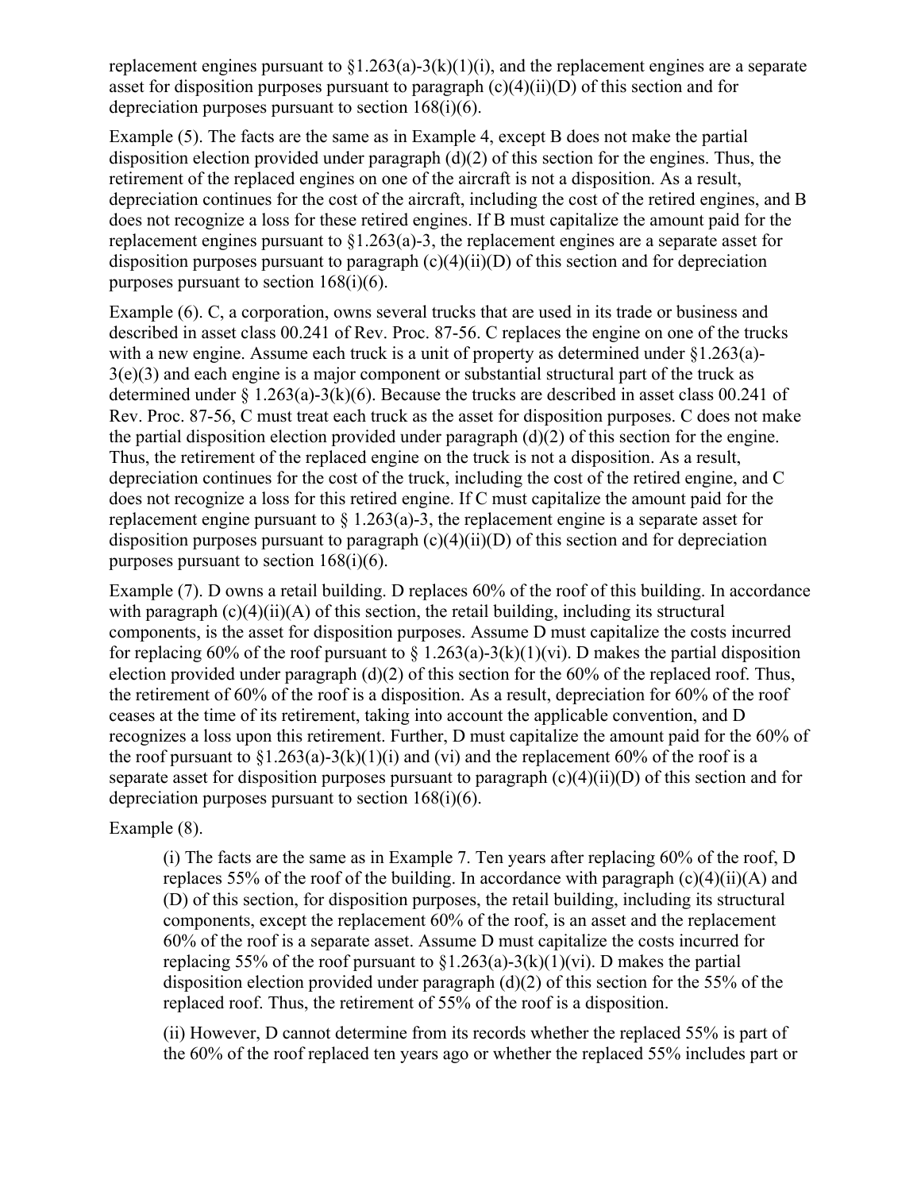replacement engines pursuant to §1.263(a)-3(k)(1)(i), and the replacement engines are a separate asset for disposition purposes pursuant to paragraph (c)(4)(ii)(D) of this section and for depreciation purposes pursuant to section 168(i)(6).

Example (5). The facts are the same as in Example 4, except B does not make the partial disposition election provided under paragraph (d)(2) of this section for the engines. Thus, the retirement of the replaced engines on one of the aircraft is not a disposition. As a result, depreciation continues for the cost of the aircraft, including the cost of the retired engines, and B does not recognize a loss for these retired engines. If B must capitalize the amount paid for the replacement engines pursuant to §1.263(a)-3, the replacement engines are a separate asset for disposition purposes pursuant to paragraph (c)(4)(ii)(D) of this section and for depreciation purposes pursuant to section 168(i)(6).

Example (6). C, a corporation, owns several trucks that are used in its trade or business and described in asset class 00.241 of Rev. Proc. 87-56. C replaces the engine on one of the trucks with a new engine. Assume each truck is a unit of property as determined under §1.263(a)-3(e)(3) and each engine is a major component or substantial structural part of the truck as determined under § 1.263(a)-3(k)(6). Because the trucks are described in asset class 00.241 of Rev. Proc. 87-56, C must treat each truck as the asset for disposition purposes. C does not make the partial disposition election provided under paragraph (d)(2) of this section for the engine. Thus, the retirement of the replaced engine on the truck is not a disposition. As a result, depreciation continues for the cost of the truck, including the cost of the retired engine, and C does not recognize a loss for this retired engine. If C must capitalize the amount paid for the replacement engine pursuant to § 1.263(a)-3, the replacement engine is a separate asset for disposition purposes pursuant to paragraph (c)(4)(ii)(D) of this section and for depreciation purposes pursuant to section 168(i)(6).

Example (7). D owns a retail building. D replaces 60% of the roof of this building. In accordance with paragraph (c)(4)(ii)(A) of this section, the retail building, including its structural components, is the asset for disposition purposes. Assume D must capitalize the costs incurred for replacing 60% of the roof pursuant to § 1.263(a)-3(k)(1)(vi). D makes the partial disposition election provided under paragraph (d)(2) of this section for the 60% of the replaced roof. Thus, the retirement of 60% of the roof is a disposition. As a result, depreciation for 60% of the roof ceases at the time of its retirement, taking into account the applicable convention, and D recognizes a loss upon this retirement. Further, D must capitalize the amount paid for the 60% of the roof pursuant to §1.263(a)-3(k)(1)(i) and (vi) and the replacement 60% of the roof is a separate asset for disposition purposes pursuant to paragraph (c)(4)(ii)(D) of this section and for depreciation purposes pursuant to section 168(i)(6).

Example (8).

(i) The facts are the same as in Example 7. Ten years after replacing 60% of the roof, D replaces 55% of the roof of the building. In accordance with paragraph (c)(4)(ii)(A) and (D) of this section, for disposition purposes, the retail building, including its structural components, except the replacement 60% of the roof, is an asset and the replacement 60% of the roof is a separate asset. Assume D must capitalize the costs incurred for replacing 55% of the roof pursuant to §1.263(a)-3(k)(1)(vi). D makes the partial disposition election provided under paragraph (d)(2) of this section for the 55% of the replaced roof. Thus, the retirement of 55% of the roof is a disposition.

(ii) However, D cannot determine from its records whether the replaced 55% is part of the 60% of the roof replaced ten years ago or whether the replaced 55% includes part or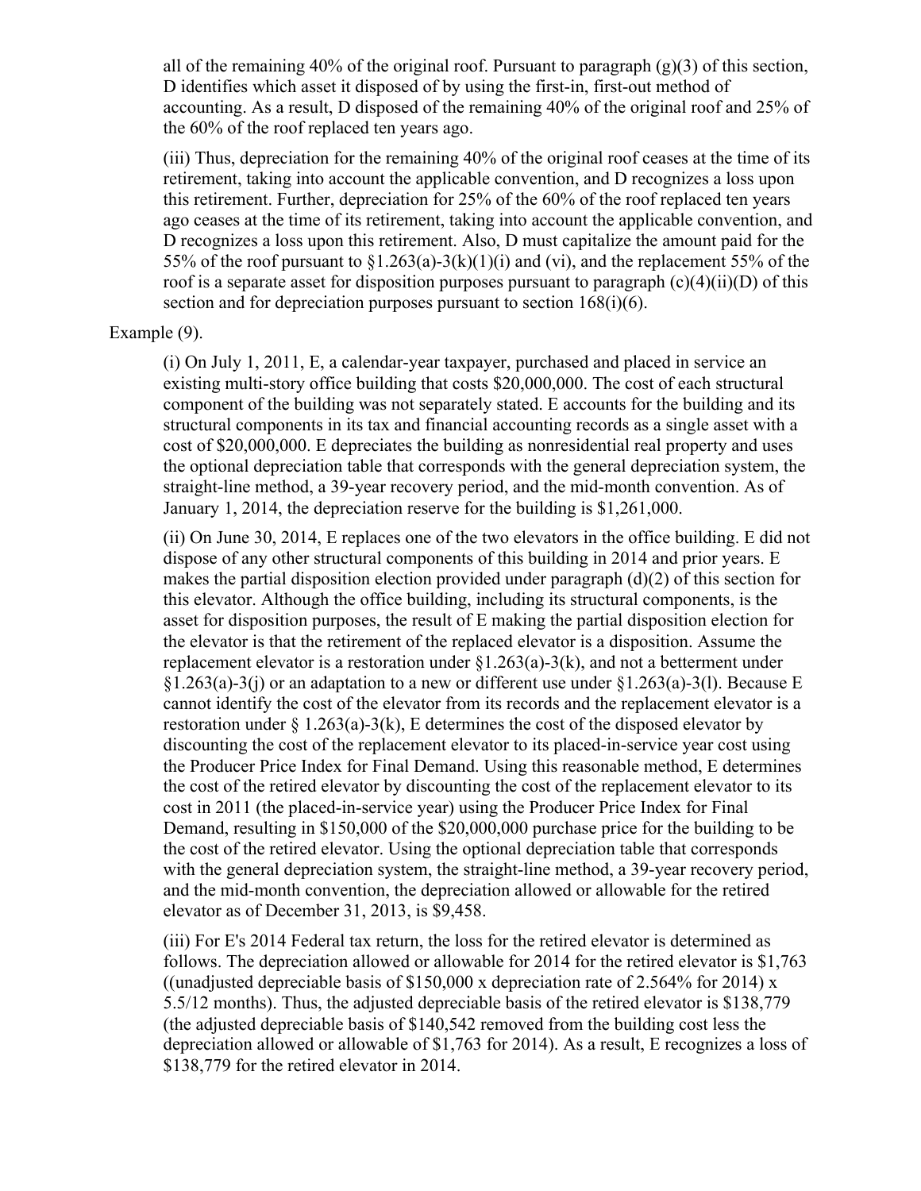all of the remaining 40% of the original roof. Pursuant to paragraph (g)(3) of this section, D identifies which asset it disposed of by using the first-in, first-out method of accounting. As a result, D disposed of the remaining 40% of the original roof and 25% of the 60% of the roof replaced ten years ago.

(iii) Thus, depreciation for the remaining 40% of the original roof ceases at the time of its retirement, taking into account the applicable convention, and D recognizes a loss upon this retirement. Further, depreciation for 25% of the 60% of the roof replaced ten years ago ceases at the time of its retirement, taking into account the applicable convention, and D recognizes a loss upon this retirement. Also, D must capitalize the amount paid for the 55% of the roof pursuant to §1.263(a)-3(k)(1)(i) and (vi), and the replacement 55% of the roof is a separate asset for disposition purposes pursuant to paragraph (c)(4)(ii)(D) of this section and for depreciation purposes pursuant to section 168(i)(6).

Example (9).

(i) On July 1, 2011, E, a calendar-year taxpayer, purchased and placed in service an existing multi-story office building that costs $20,000,000. The cost of each structural component of the building was not separately stated. E accounts for the building and its structural components in its tax and financial accounting records as a single asset with a cost of $20,000,000. E depreciates the building as nonresidential real property and uses the optional depreciation table that corresponds with the general depreciation system, the straight-line method, a 39-year recovery period, and the mid-month convention. As of January 1, 2014, the depreciation reserve for the building is $1,261,000.

(ii) On June 30, 2014, E replaces one of the two elevators in the office building. E did not dispose of any other structural components of this building in 2014 and prior years. E makes the partial disposition election provided under paragraph (d)(2) of this section for this elevator. Although the office building, including its structural components, is the asset for disposition purposes, the result of E making the partial disposition election for the elevator is that the retirement of the replaced elevator is a disposition. Assume the replacement elevator is a restoration under §1.263(a)-3(k), and not a betterment under §1.263(a)-3(j) or an adaptation to a new or different use under §1.263(a)-3(l). Because E cannot identify the cost of the elevator from its records and the replacement elevator is a restoration under § 1.263(a)-3(k), E determines the cost of the disposed elevator by discounting the cost of the replacement elevator to its placed-in-service year cost using the Producer Price Index for Final Demand. Using this reasonable method, E determines the cost of the retired elevator by discounting the cost of the replacement elevator to its cost in 2011 (the placed-in-service year) using the Producer Price Index for Final Demand, resulting in $150,000 of the $20,000,000 purchase price for the building to be the cost of the retired elevator. Using the optional depreciation table that corresponds with the general depreciation system, the straight-line method, a 39-year recovery period, and the mid-month convention, the depreciation allowed or allowable for the retired elevator as of December 31, 2013, is $9,458.

(iii) For E's 2014 Federal tax return, the loss for the retired elevator is determined as follows. The depreciation allowed or allowable for 2014 for the retired elevator is $1,763 ((unadjusted depreciable basis of $150,000 x depreciation rate of 2.564% for 2014) x 5.5/12 months). Thus, the adjusted depreciable basis of the retired elevator is $138,779 (the adjusted depreciable basis of $140,542 removed from the building cost less the depreciation allowed or allowable of $1,763 for 2014). As a result, E recognizes a loss of $138,779 for the retired elevator in 2014.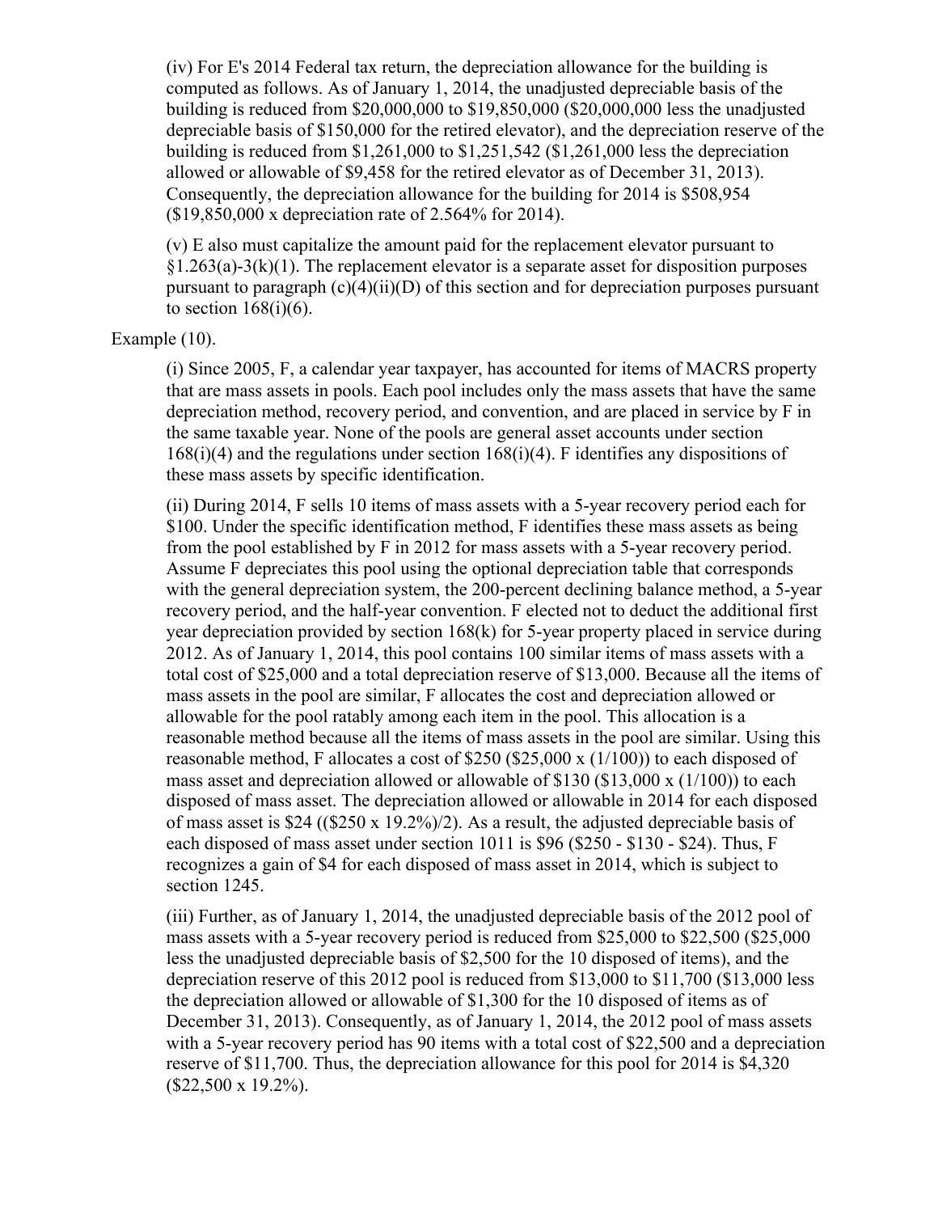(iv) For E's 2014 Federal tax return, the depreciation allowance for the building is computed as follows. As of January 1, 2014, the unadjusted depreciable basis of the building is reduced from $20,000,000 to $19,850,000 ($20,000,000 less the unadjusted depreciable basis of $150,000 for the retired elevator), and the depreciation reserve of the building is reduced from $1,261,000 to $1,251,542 ($1,261,000 less the depreciation allowed or allowable of $9,458 for the retired elevator as of December 31, 2013). Consequently, the depreciation allowance for the building for 2014 is $508,954 ($19,850,000 x depreciation rate of 2.564% for 2014).

(v) E also must capitalize the amount paid for the replacement elevator pursuant to §1.263(a)-3(k)(1). The replacement elevator is a separate asset for disposition purposes pursuant to paragraph (c)(4)(ii)(D) of this section and for depreciation purposes pursuant to section 168(i)(6).

Example (10).

(i) Since 2005, F, a calendar year taxpayer, has accounted for items of MACRS property that are mass assets in pools. Each pool includes only the mass assets that have the same depreciation method, recovery period, and convention, and are placed in service by F in the same taxable year. None of the pools are general asset accounts under section 168(i)(4) and the regulations under section 168(i)(4). F identifies any dispositions of these mass assets by specific identification.

(ii) During 2014, F sells 10 items of mass assets with a 5-year recovery period each for $100. Under the specific identification method, F identifies these mass assets as being from the pool established by F in 2012 for mass assets with a 5-year recovery period. Assume F depreciates this pool using the optional depreciation table that corresponds with the general depreciation system, the 200-percent declining balance method, a 5-year recovery period, and the half-year convention. F elected not to deduct the additional first year depreciation provided by section 168(k) for 5-year property placed in service during 2012. As of January 1, 2014, this pool contains 100 similar items of mass assets with a total cost of $25,000 and a total depreciation reserve of $13,000. Because all the items of mass assets in the pool are similar, F allocates the cost and depreciation allowed or allowable for the pool ratably among each item in the pool. This allocation is a reasonable method because all the items of mass assets in the pool are similar. Using this reasonable method, F allocates a cost of $250 ($25,000 x (1/100)) to each disposed of mass asset and depreciation allowed or allowable of $130 ($13,000 x (1/100)) to each disposed of mass asset. The depreciation allowed or allowable in 2014 for each disposed of mass asset is $24 (($250 x 19.2%)/2). As a result, the adjusted depreciable basis of each disposed of mass asset under section 1011 is $96 ($250 - $130 - $24). Thus, F recognizes a gain of $4 for each disposed of mass asset in 2014, which is subject to section 1245.

(iii) Further, as of January 1, 2014, the unadjusted depreciable basis of the 2012 pool of mass assets with a 5-year recovery period is reduced from $25,000 to $22,500 ($25,000 less the unadjusted depreciable basis of $2,500 for the 10 disposed of items), and the depreciation reserve of this 2012 pool is reduced from $13,000 to $11,700 ($13,000 less the depreciation allowed or allowable of $1,300 for the 10 disposed of items as of December 31, 2013). Consequently, as of January 1, 2014, the 2012 pool of mass assets with a 5-year recovery period has 90 items with a total cost of $22,500 and a depreciation reserve of $11,700. Thus, the depreciation allowance for this pool for 2014 is $4,320 ($22,500 x 19.2%).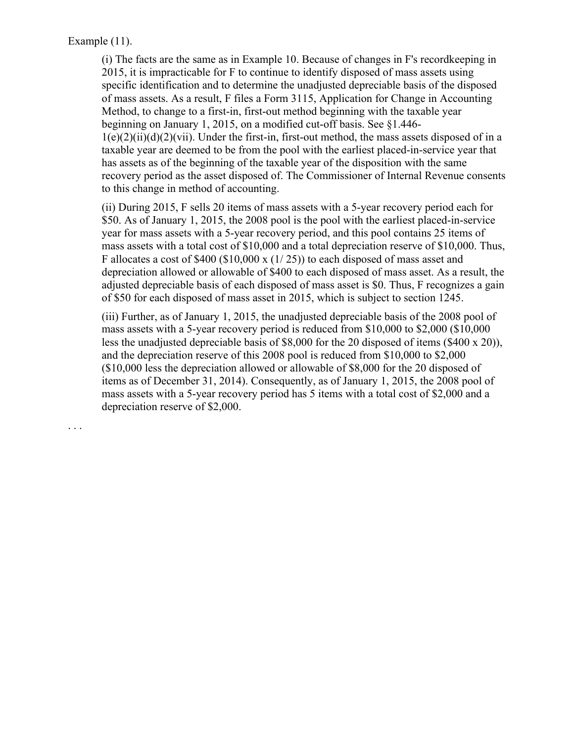Example (11).

(i) The facts are the same as in Example 10. Because of changes in F's recordkeeping in 2015, it is impracticable for F to continue to identify disposed of mass assets using specific identification and to determine the unadjusted depreciable basis of the disposed of mass assets. As a result, F files a Form 3115, Application for Change in Accounting Method, to change to a first-in, first-out method beginning with the taxable year beginning on January 1, 2015, on a modified cut-off basis. See §1.446-1(e)(2)(ii)(d)(2)(vii). Under the first-in, first-out method, the mass assets disposed of in a taxable year are deemed to be from the pool with the earliest placed-in-service year that has assets as of the beginning of the taxable year of the disposition with the same recovery period as the asset disposed of. The Commissioner of Internal Revenue consents to this change in method of accounting.

(ii) During 2015, F sells 20 items of mass assets with a 5-year recovery period each for $50. As of January 1, 2015, the 2008 pool is the pool with the earliest placed-in-service year for mass assets with a 5-year recovery period, and this pool contains 25 items of mass assets with a total cost of $10,000 and a total depreciation reserve of $10,000. Thus, F allocates a cost of $400 ($10,000 x (1/ 25)) to each disposed of mass asset and depreciation allowed or allowable of $400 to each disposed of mass asset. As a result, the adjusted depreciable basis of each disposed of mass asset is $0. Thus, F recognizes a gain of $50 for each disposed of mass asset in 2015, which is subject to section 1245.

(iii) Further, as of January 1, 2015, the unadjusted depreciable basis of the 2008 pool of mass assets with a 5-year recovery period is reduced from $10,000 to $2,000 ($10,000 less the unadjusted depreciable basis of $8,000 for the 20 disposed of items ($400 x 20)), and the depreciation reserve of this 2008 pool is reduced from $10,000 to $2,000 ($10,000 less the depreciation allowed or allowable of $8,000 for the 20 disposed of items as of December 31, 2014). Consequently, as of January 1, 2015, the 2008 pool of mass assets with a 5-year recovery period has 5 items with a total cost of $2,000 and a depreciation reserve of $2,000.

. . .